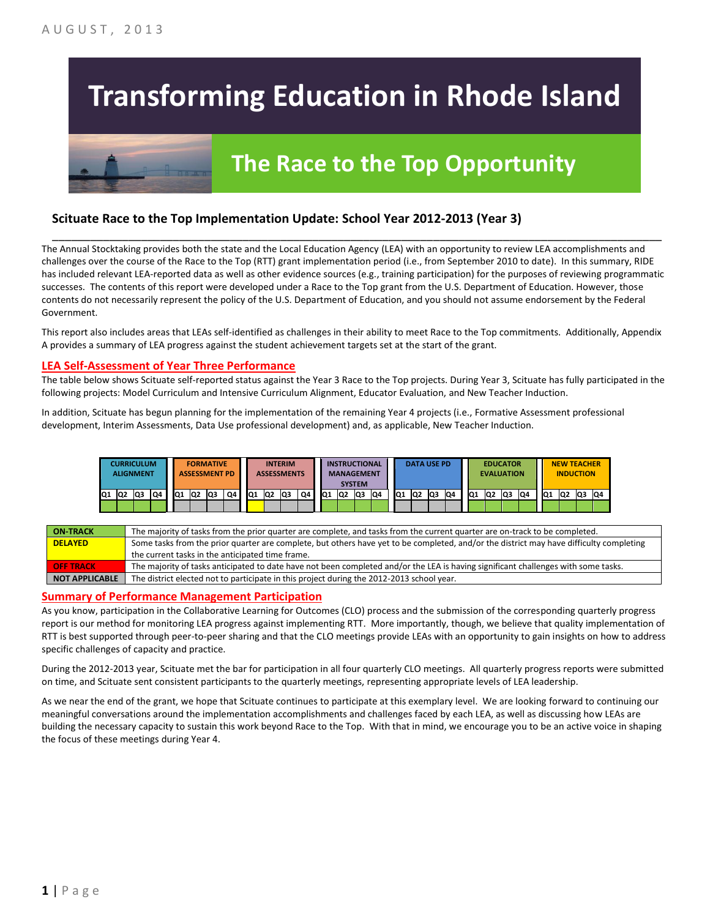AUGUST, 2013

# Transforming Education in Rhode Island

## The Race to the Top Opportunity

### Scituate Race to the Top Implementation Update: School Year 2012-2013 (Year 3)

The Annual Stocktaking provides both the state and the Local Education Agency (LEA) with an opportunity to review LEA accomplishments and challenges over the course of the Race to the Top (RTT) grant implementation period (i.e., from September 2010 to date). In this summary, RIDE has included relevant LEA-reported data as well as other evidence sources (e.g., training participation) for the purposes of reviewing programmatic successes. The contents of this report were developed under a Race to the Top grant from the U.S. Department of Education. However, those contents do not necessarily represent the policy of the U.S. Department of Education, and you should not assume endorsement by the Federal Government.

This report also includes areas that LEAs self-identified as challenges in their ability to meet Race to the Top commitments. Additionally, Appendix A provides a summary of LEA progress against the student achievement targets set at the start of the grant.

## LEA Self-Assessment of Year Three Performance

The table below shows Scituate self-reported status against the Year 3 Race to the Top projects. During Year 3, Scituate has fully participated in the following projects: Model Curriculum and Intensive Curriculum Alignment, Educator Evaluation, and New Teacher Induction.

In addition, Scituate has begun planning for the implementation of the remaining Year 4 projects (i.e., Formative Assessment professional development, Interim Assessments, Data Use professional development) and, as applicable, New Teacher Induction.

| CURRICULUM ALIGNMENT | | | | FORMATIVE ASSESSMENT PD | | | | INTERIM ASSESSMENTS | | | | INSTRUCTIONAL MANAGEMENT SYSTEM | | | | DATA USE PD | | | | EDUCATOR EVALUATION | | | | NEW TEACHER INDUCTION | | | |
|---|---|---|---|---|---|---|---|---|---|---|---|---|---|---|---|---|---|---|---|---|---|---|---|---|---|---|---|
| Q1 | Q2 | Q3 | Q4 | Q1 | Q2 | Q3 | Q4 | Q1 | Q2 | Q3 | Q4 | Q1 | Q2 | Q3 | Q4 | Q1 | Q2 | Q3 | Q4 | Q1 | Q2 | Q3 | Q4 | Q1 | Q2 | Q3 | Q4 |
| On-Track | On-Track | On-Track | On-Track | Not Applicable | Not Applicable | Not Applicable | Not Applicable | Delayed | Not Applicable | Not Applicable | Not Applicable | On-Track | On-Track | On-Track | On-Track | Not Applicable | Not Applicable | Not Applicable | Not Applicable | On-Track | On-Track | On-Track | On-Track | On-Track | On-Track | On-Track | On-Track |

| | |
|---|---|
| ON-TRACK | The majority of tasks from the prior quarter are complete, and tasks from the current quarter are on-track to be completed. |
| DELAYED | Some tasks from the prior quarter are complete, but others have yet to be completed, and/or the district may have difficulty completing the current tasks in the anticipated time frame. |
| OFF TRACK | The majority of tasks anticipated to date have not been completed and/or the LEA is having significant challenges with some tasks. |
| NOT APPLICABLE | The district elected not to participate in this project during the 2012-2013 school year. |

## Summary of Performance Management Participation

As you know, participation in the Collaborative Learning for Outcomes (CLO) process and the submission of the corresponding quarterly progress report is our method for monitoring LEA progress against implementing RTT. More importantly, though, we believe that quality implementation of RTT is best supported through peer-to-peer sharing and that the CLO meetings provide LEAs with an opportunity to gain insights on how to address specific challenges of capacity and practice.

During the 2012-2013 year, Scituate met the bar for participation in all four quarterly CLO meetings. All quarterly progress reports were submitted on time, and Scituate sent consistent participants to the quarterly meetings, representing appropriate levels of LEA leadership.

As we near the end of the grant, we hope that Scituate continues to participate at this exemplary level. We are looking forward to continuing our meaningful conversations around the implementation accomplishments and challenges faced by each LEA, as well as discussing how LEAs are building the necessary capacity to sustain this work beyond Race to the Top. With that in mind, we encourage you to be an active voice in shaping the focus of these meetings during Year 4.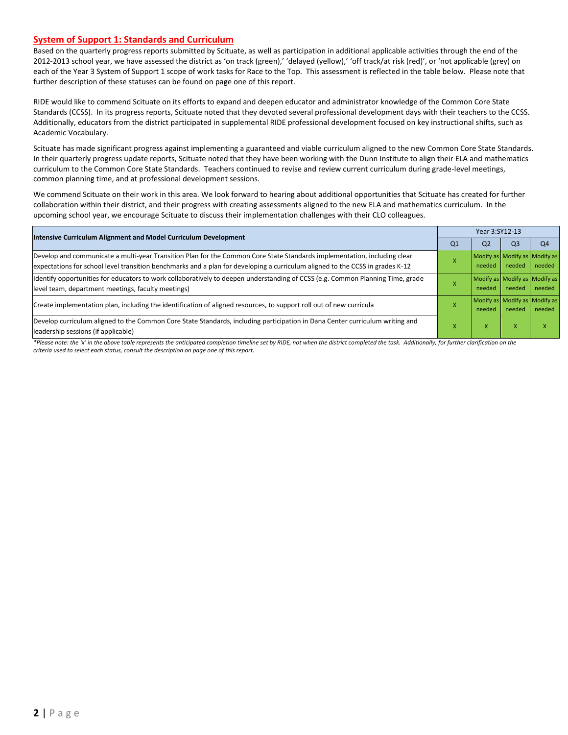## System of Support 1: Standards and Curriculum

Based on the quarterly progress reports submitted by Scituate, as well as participation in additional applicable activities through the end of the 2012-2013 school year, we have assessed the district as 'on track (green),' 'delayed (yellow),' 'off track/at risk (red)', or 'not applicable (grey) on each of the Year 3 System of Support 1 scope of work tasks for Race to the Top. This assessment is reflected in the table below. Please note that further description of these statuses can be found on page one of this report.

RIDE would like to commend Scituate on its efforts to expand and deepen educator and administrator knowledge of the Common Core State Standards (CCSS). In its progress reports, Scituate noted that they devoted several professional development days with their teachers to the CCSS. Additionally, educators from the district participated in supplemental RIDE professional development focused on key instructional shifts, such as Academic Vocabulary.

Scituate has made significant progress against implementing a guaranteed and viable curriculum aligned to the new Common Core State Standards. In their quarterly progress update reports, Scituate noted that they have been working with the Dunn Institute to align their ELA and mathematics curriculum to the Common Core State Standards. Teachers continued to revise and review current curriculum during grade-level meetings, common planning time, and at professional development sessions.

We commend Scituate on their work in this area. We look forward to hearing about additional opportunities that Scituate has created for further collaboration within their district, and their progress with creating assessments aligned to the new ELA and mathematics curriculum. In the upcoming school year, we encourage Scituate to discuss their implementation challenges with their CLO colleagues.

| Intensive Curriculum Alignment and Model Curriculum Development | Year 3:SY12-13 | | | |
|---|---|---|---|---|
| | Q1 | Q2 | Q3 | Q4 |
| Develop and communicate a multi-year Transition Plan for the Common Core State Standards implementation, including clear expectations for school level transition benchmarks and a plan for developing a curriculum aligned to the CCSS in grades K-12 | X | Modify as needed | Modify as needed | Modify as needed |
| Identify opportunities for educators to work collaboratively to deepen understanding of CCSS (e.g. Common Planning Time, grade level team, department meetings, faculty meetings) | X | Modify as needed | Modify as needed | Modify as needed |
| Create implementation plan, including the identification of aligned resources, to support roll out of new curricula | X | Modify as needed | Modify as needed | Modify as needed |
| Develop curriculum aligned to the Common Core State Standards, including participation in Dana Center curriculum writing and leadership sessions (if applicable) | X | X | X | X |

*\*Please note: the 'x' in the above table represents the anticipated completion timeline set by RIDE, not when the district completed the task. Additionally, for further clarification on the criteria used to select each status, consult the description on page one of this report.*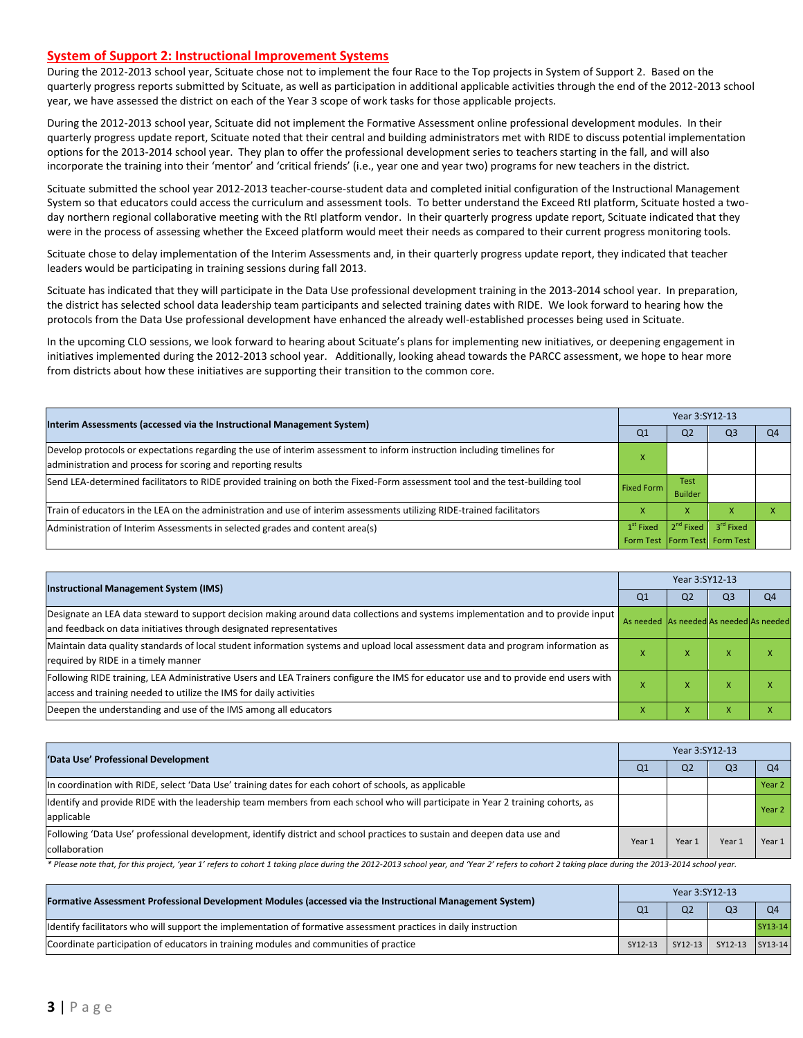## System of Support 2: Instructional Improvement Systems

During the 2012-2013 school year, Scituate chose not to implement the four Race to the Top projects in System of Support 2. Based on the quarterly progress reports submitted by Scituate, as well as participation in additional applicable activities through the end of the 2012-2013 school year, we have assessed the district on each of the Year 3 scope of work tasks for those applicable projects.

During the 2012-2013 school year, Scituate did not implement the Formative Assessment online professional development modules. In their quarterly progress update report, Scituate noted that their central and building administrators met with RIDE to discuss potential implementation options for the 2013-2014 school year. They plan to offer the professional development series to teachers starting in the fall, and will also incorporate the training into their 'mentor' and 'critical friends' (i.e., year one and year two) programs for new teachers in the district.

Scituate submitted the school year 2012-2013 teacher-course-student data and completed initial configuration of the Instructional Management System so that educators could access the curriculum and assessment tools. To better understand the Exceed RtI platform, Scituate hosted a two-day northern regional collaborative meeting with the RtI platform vendor. In their quarterly progress update report, Scituate indicated that they were in the process of assessing whether the Exceed platform would meet their needs as compared to their current progress monitoring tools.

Scituate chose to delay implementation of the Interim Assessments and, in their quarterly progress update report, they indicated that teacher leaders would be participating in training sessions during fall 2013.

Scituate has indicated that they will participate in the Data Use professional development training in the 2013-2014 school year. In preparation, the district has selected school data leadership team participants and selected training dates with RIDE. We look forward to hearing how the protocols from the Data Use professional development have enhanced the already well-established processes being used in Scituate.

In the upcoming CLO sessions, we look forward to hearing about Scituate's plans for implementing new initiatives, or deepening engagement in initiatives implemented during the 2012-2013 school year. Additionally, looking ahead towards the PARCC assessment, we hope to hear more from districts about how these initiatives are supporting their transition to the common core.

| Interim Assessments (accessed via the Instructional Management System) | Year 3:SY12-13 | | | |
|---|---|---|---|---|
| | Q1 | Q2 | Q3 | Q4 |
| Develop protocols or expectations regarding the use of interim assessment to inform instruction including timelines for administration and process for scoring and reporting results | X | | | |
| Send LEA-determined facilitators to RIDE provided training on both the Fixed-Form assessment tool and the test-building tool | Fixed Form | Test Builder | | |
| Train of educators in the LEA on the administration and use of interim assessments utilizing RIDE-trained facilitators | X | X | X | X |
| Administration of Interim Assessments in selected grades and content area(s) | 1st Fixed Form Test | 2nd Fixed Form Test | 3rd Fixed Form Test | |

| Instructional Management System (IMS) | Year 3:SY12-13 | | | |
|---|---|---|---|---|
| | Q1 | Q2 | Q3 | Q4 |
| Designate an LEA data steward to support decision making around data collections and systems implementation and to provide input and feedback on data initiatives through designated representatives | As needed | As needed | As needed | As needed |
| Maintain data quality standards of local student information systems and upload local assessment data and program information as required by RIDE in a timely manner | X | X | X | X |
| Following RIDE training, LEA Administrative Users and LEA Trainers configure the IMS for educator use and to provide end users with access and training needed to utilize the IMS for daily activities | X | X | X | X |
| Deepen the understanding and use of the IMS among all educators | X | X | X | X |

| 'Data Use' Professional Development | Year 3:SY12-13 | | | |
|---|---|---|---|---|
| | Q1 | Q2 | Q3 | Q4 |
| In coordination with RIDE, select 'Data Use' training dates for each cohort of schools, as applicable | | | | Year 2 |
| Identify and provide RIDE with the leadership team members from each school who will participate in Year 2 training cohorts, as applicable | | | | Year 2 |
| Following 'Data Use' professional development, identify district and school practices to sustain and deepen data use and collaboration | Year 1 | Year 1 | Year 1 | Year 1 |

*\* Please note that, for this project, 'year 1' refers to cohort 1 taking place during the 2012-2013 school year, and 'Year 2' refers to cohort 2 taking place during the 2013-2014 school year.*

| Formative Assessment Professional Development Modules (accessed via the Instructional Management System) | Year 3:SY12-13 | | | |
|---|---|---|---|---|
| | Q1 | Q2 | Q3 | Q4 |
| Identify facilitators who will support the implementation of formative assessment practices in daily instruction | | | | SY13-14 |
| Coordinate participation of educators in training modules and communities of practice | SY12-13 | SY12-13 | SY12-13 | SY13-14 |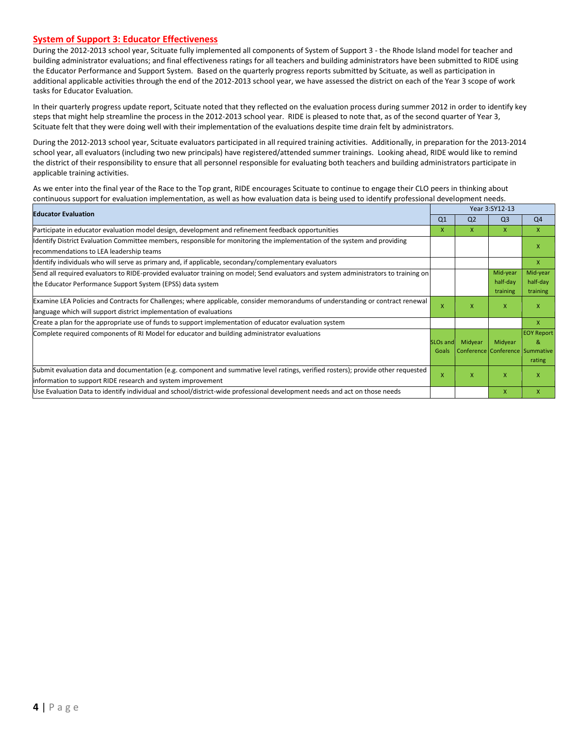## System of Support 3: Educator Effectiveness

During the 2012-2013 school year, Scituate fully implemented all components of System of Support 3 - the Rhode Island model for teacher and building administrator evaluations; and final effectiveness ratings for all teachers and building administrators have been submitted to RIDE using the Educator Performance and Support System. Based on the quarterly progress reports submitted by Scituate, as well as participation in additional applicable activities through the end of the 2012-2013 school year, we have assessed the district on each of the Year 3 scope of work tasks for Educator Evaluation.

In their quarterly progress update report, Scituate noted that they reflected on the evaluation process during summer 2012 in order to identify key steps that might help streamline the process in the 2012-2013 school year. RIDE is pleased to note that, as of the second quarter of Year 3, Scituate felt that they were doing well with their implementation of the evaluations despite time drain felt by administrators.

During the 2012-2013 school year, Scituate evaluators participated in all required training activities. Additionally, in preparation for the 2013-2014 school year, all evaluators (including two new principals) have registered/attended summer trainings. Looking ahead, RIDE would like to remind the district of their responsibility to ensure that all personnel responsible for evaluating both teachers and building administrators participate in applicable training activities.

As we enter into the final year of the Race to the Top grant, RIDE encourages Scituate to continue to engage their CLO peers in thinking about continuous support for evaluation implementation, as well as how evaluation data is being used to identify professional development needs.

| Educator Evaluation | Year 3:SY12-13 | | | |
|---|---|---|---|---|
| | Q1 | Q2 | Q3 | Q4 |
| Participate in educator evaluation model design, development and refinement feedback opportunities | X | X | X | X |
| Identify District Evaluation Committee members, responsible for monitoring the implementation of the system and providing recommendations to LEA leadership teams | | | | X |
| Identify individuals who will serve as primary and, if applicable, secondary/complementary evaluators | | | | X |
| Send all required evaluators to RIDE-provided evaluator training on model; Send evaluators and system administrators to training on the Educator Performance Support System (EPSS) data system | | | Mid-year half-day training | Mid-year half-day training |
| Examine LEA Policies and Contracts for Challenges; where applicable, consider memorandums of understanding or contract renewal language which will support district implementation of evaluations | X | X | X | X |
| Create a plan for the appropriate use of funds to support implementation of educator evaluation system | | | | X |
| Complete required components of RI Model for educator and building administrator evaluations | SLOs and Goals | Midyear Conference | Midyear Conference | EOY Report & Summative rating |
| Submit evaluation data and documentation (e.g. component and summative level ratings, verified rosters); provide other requested information to support RIDE research and system improvement | X | X | X | X |
| Use Evaluation Data to identify individual and school/district-wide professional development needs and act on those needs | | | X | X |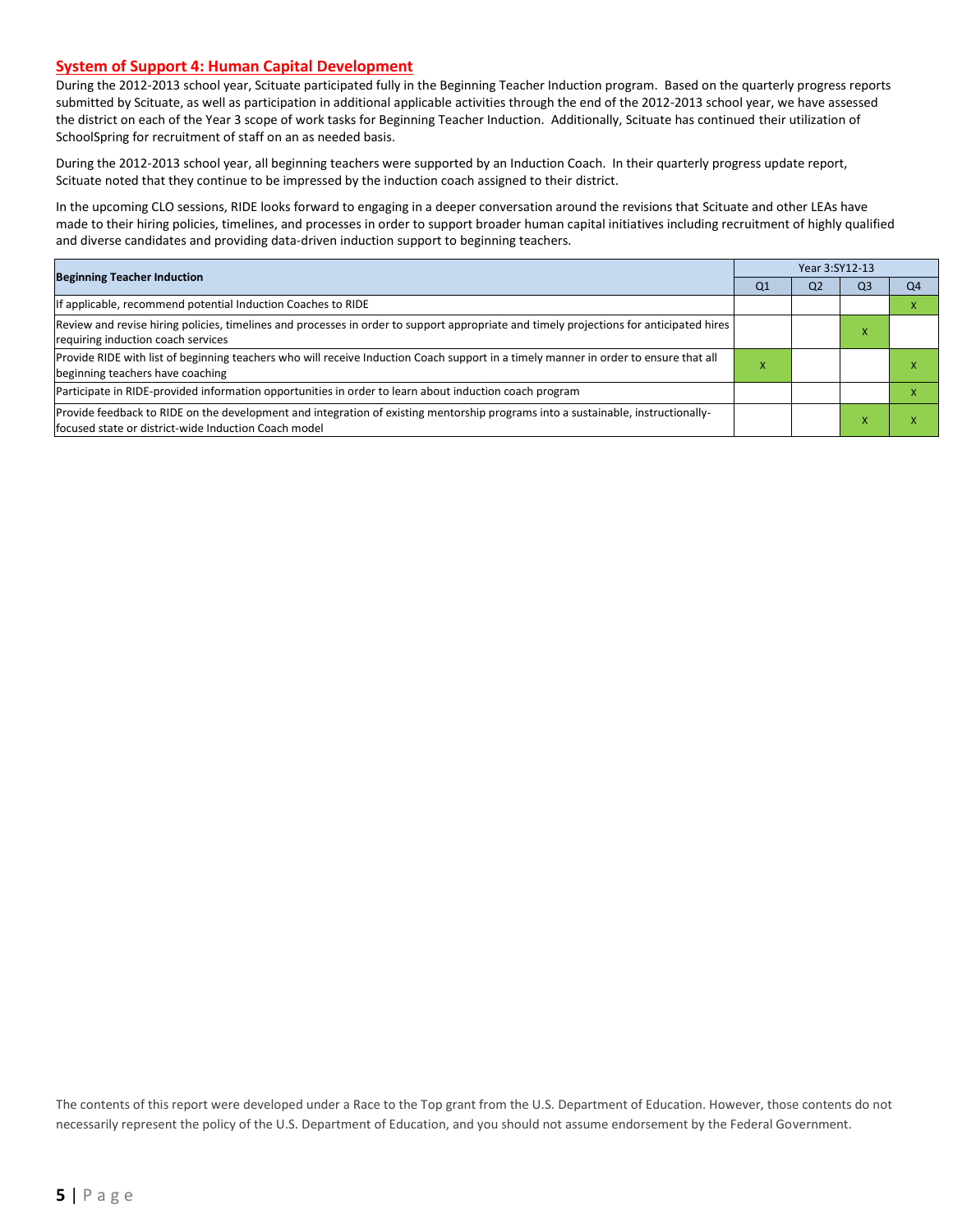## System of Support 4: Human Capital Development

During the 2012-2013 school year, Scituate participated fully in the Beginning Teacher Induction program. Based on the quarterly progress reports submitted by Scituate, as well as participation in additional applicable activities through the end of the 2012-2013 school year, we have assessed the district on each of the Year 3 scope of work tasks for Beginning Teacher Induction. Additionally, Scituate has continued their utilization of SchoolSpring for recruitment of staff on an as needed basis.

During the 2012-2013 school year, all beginning teachers were supported by an Induction Coach. In their quarterly progress update report, Scituate noted that they continue to be impressed by the induction coach assigned to their district.

In the upcoming CLO sessions, RIDE looks forward to engaging in a deeper conversation around the revisions that Scituate and other LEAs have made to their hiring policies, timelines, and processes in order to support broader human capital initiatives including recruitment of highly qualified and diverse candidates and providing data-driven induction support to beginning teachers.

| Beginning Teacher Induction | Year 3:SY12-13 | | | |
|---|---|---|---|---|
| | Q1 | Q2 | Q3 | Q4 |
| If applicable, recommend potential Induction Coaches to RIDE | | | | X |
| Review and revise hiring policies, timelines and processes in order to support appropriate and timely projections for anticipated hires requiring induction coach services | | | X | |
| Provide RIDE with list of beginning teachers who will receive Induction Coach support in a timely manner in order to ensure that all beginning teachers have coaching | X | | | X |
| Participate in RIDE-provided information opportunities in order to learn about induction coach program | | | | X |
| Provide feedback to RIDE on the development and integration of existing mentorship programs into a sustainable, instructionally-focused state or district-wide Induction Coach model | | | X | X |

The contents of this report were developed under a Race to the Top grant from the U.S. Department of Education. However, those contents do not necessarily represent the policy of the U.S. Department of Education, and you should not assume endorsement by the Federal Government.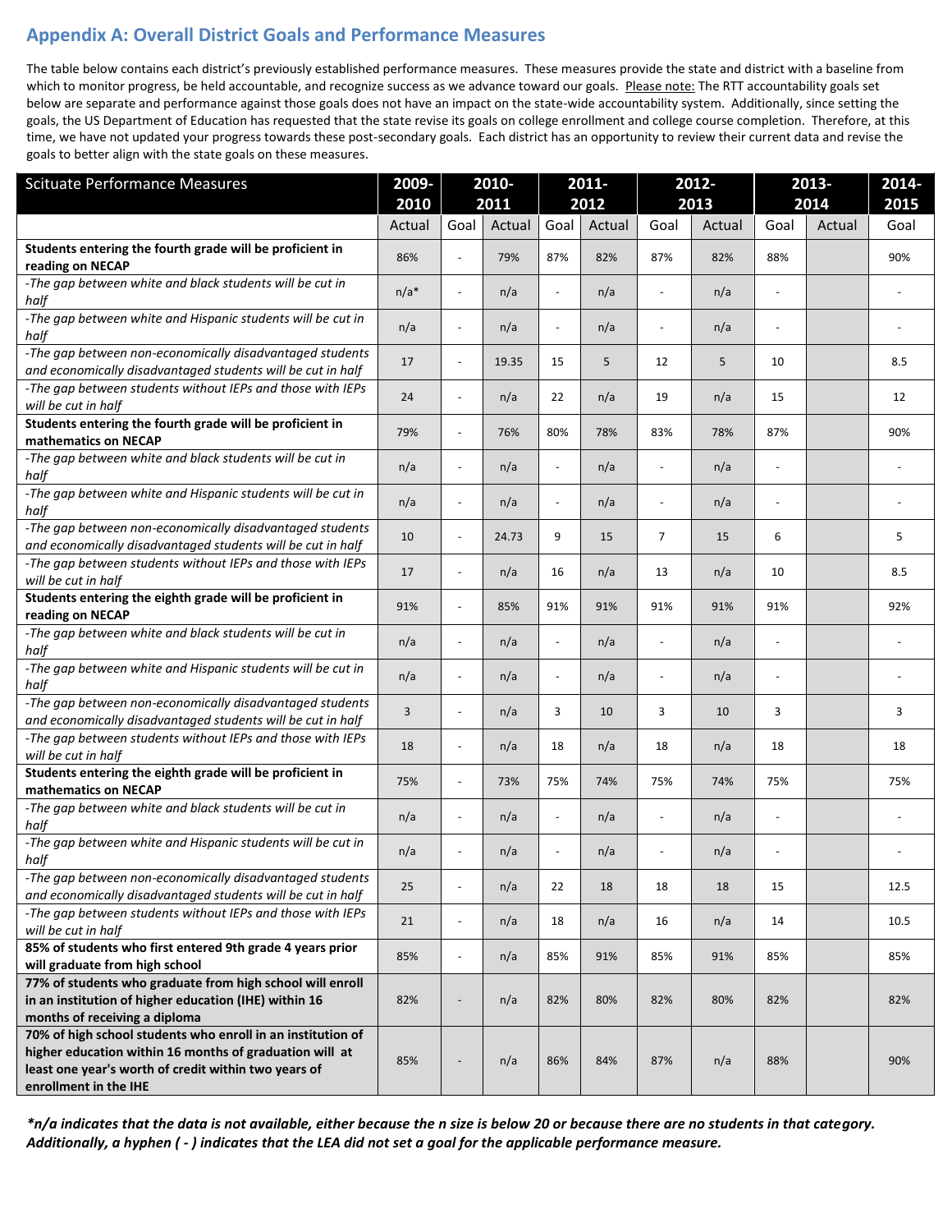## Appendix A: Overall District Goals and Performance Measures

The table below contains each district's previously established performance measures. These measures provide the state and district with a baseline from which to monitor progress, be held accountable, and recognize success as we advance toward our goals. Please note: The RTT accountability goals set below are separate and performance against those goals does not have an impact on the state-wide accountability system. Additionally, since setting the goals, the US Department of Education has requested that the state revise its goals on college enrollment and college course completion. Therefore, at this time, we have not updated your progress towards these post-secondary goals. Each district has an opportunity to review their current data and revise the goals to better align with the state goals on these measures.

| Scituate Performance Measures | 2009-2010 | 2010-2011 | | 2011-2012 | | 2012-2013 | | 2013-2014 | | 2014-2015 |
|---|---|---|---|---|---|---|---|---|---|---|
| | Actual | Goal | Actual | Goal | Actual | Goal | Actual | Goal | Actual | Goal |
| **Students entering the fourth grade will be proficient in reading on NECAP** | 86% | - | 79% | 87% | 82% | 87% | 82% | 88% | | 90% |
| *-The gap between white and black students will be cut in half* | n/a* | - | n/a | - | n/a | - | n/a | - | | - |
| *-The gap between white and Hispanic students will be cut in half* | n/a | - | n/a | - | n/a | - | n/a | - | | - |
| *-The gap between non-economically disadvantaged students and economically disadvantaged students will be cut in half* | 17 | - | 19.35 | 15 | 5 | 12 | 5 | 10 | | 8.5 |
| *-The gap between students without IEPs and those with IEPs will be cut in half* | 24 | - | n/a | 22 | n/a | 19 | n/a | 15 | | 12 |
| **Students entering the fourth grade will be proficient in mathematics on NECAP** | 79% | - | 76% | 80% | 78% | 83% | 78% | 87% | | 90% |
| *-The gap between white and black students will be cut in half* | n/a | - | n/a | - | n/a | - | n/a | - | | - |
| *-The gap between white and Hispanic students will be cut in half* | n/a | - | n/a | - | n/a | - | n/a | - | | - |
| *-The gap between non-economically disadvantaged students and economically disadvantaged students will be cut in half* | 10 | - | 24.73 | 9 | 15 | 7 | 15 | 6 | | 5 |
| *-The gap between students without IEPs and those with IEPs will be cut in half* | 17 | - | n/a | 16 | n/a | 13 | n/a | 10 | | 8.5 |
| **Students entering the eighth grade will be proficient in reading on NECAP** | 91% | - | 85% | 91% | 91% | 91% | 91% | 91% | | 92% |
| *-The gap between white and black students will be cut in half* | n/a | - | n/a | - | n/a | - | n/a | - | | - |
| *-The gap between white and Hispanic students will be cut in half* | n/a | - | n/a | - | n/a | - | n/a | - | | - |
| *-The gap between non-economically disadvantaged students and economically disadvantaged students will be cut in half* | 3 | - | n/a | 3 | 10 | 3 | 10 | 3 | | 3 |
| *-The gap between students without IEPs and those with IEPs will be cut in half* | 18 | - | n/a | 18 | n/a | 18 | n/a | 18 | | 18 |
| **Students entering the eighth grade will be proficient in mathematics on NECAP** | 75% | - | 73% | 75% | 74% | 75% | 74% | 75% | | 75% |
| *-The gap between white and black students will be cut in half* | n/a | - | n/a | - | n/a | - | n/a | - | | - |
| *-The gap between white and Hispanic students will be cut in half* | n/a | - | n/a | - | n/a | - | n/a | - | | - |
| *-The gap between non-economically disadvantaged students and economically disadvantaged students will be cut in half* | 25 | - | n/a | 22 | 18 | 18 | 18 | 15 | | 12.5 |
| *-The gap between students without IEPs and those with IEPs will be cut in half* | 21 | - | n/a | 18 | n/a | 16 | n/a | 14 | | 10.5 |
| **85% of students who first entered 9th grade 4 years prior will graduate from high school** | 85% | - | n/a | 85% | 91% | 85% | 91% | 85% | | 85% |
| **77% of students who graduate from high school will enroll in an institution of higher education (IHE) within 16 months of receiving a diploma** | 82% | - | n/a | 82% | 80% | 82% | 80% | 82% | | 82% |
| **70% of high school students who enroll in an institution of higher education within 16 months of graduation will at least one year's worth of credit within two years of enrollment in the IHE** | 85% | - | n/a | 86% | 84% | 87% | n/a | 88% | | 90% |

***n/a indicates that the data is not available, either because the n size is below 20 or because there are no students in that category. Additionally, a hyphen ( - ) indicates that the LEA did not set a goal for the applicable performance measure.***